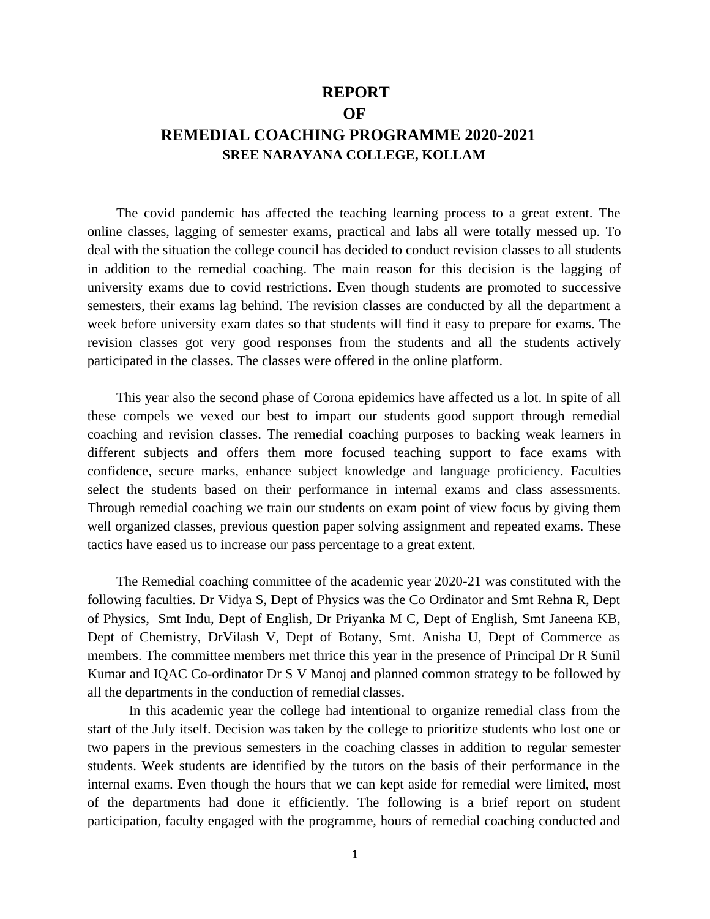# REPORT
# OF
# REMEDIAL COACHING PROGRAMME 2020-2021
## SREE NARAYANA COLLEGE, KOLLAM

The covid pandemic has affected the teaching learning process to a great extent. The online classes, lagging of semester exams, practical and labs all were totally messed up. To deal with the situation the college council has decided to conduct revision classes to all students in addition to the remedial coaching. The main reason for this decision is the lagging of university exams due to covid restrictions. Even though students are promoted to successive semesters, their exams lag behind. The revision classes are conducted by all the department a week before university exam dates so that students will find it easy to prepare for exams. The revision classes got very good responses from the students and all the students actively participated in the classes. The classes were offered in the online platform.

This year also the second phase of Corona epidemics have affected us a lot. In spite of all these compels we vexed our best to impart our students good support through remedial coaching and revision classes. The remedial coaching purposes to backing weak learners in different subjects and offers them more focused teaching support to face exams with confidence, secure marks, enhance subject knowledge and language proficiency. Faculties select the students based on their performance in internal exams and class assessments. Through remedial coaching we train our students on exam point of view focus by giving them well organized classes, previous question paper solving assignment and repeated exams. These tactics have eased us to increase our pass percentage to a great extent.

The Remedial coaching committee of the academic year 2020-21 was constituted with the following faculties. Dr Vidya S, Dept of Physics was the Co Ordinator and Smt Rehna R, Dept of Physics, Smt Indu, Dept of English, Dr Priyanka M C, Dept of English, Smt Janeena KB, Dept of Chemistry, DrVilash V, Dept of Botany, Smt. Anisha U, Dept of Commerce as members. The committee members met thrice this year in the presence of Principal Dr R Sunil Kumar and IQAC Co-ordinator Dr S V Manoj and planned common strategy to be followed by all the departments in the conduction of remedial classes.

In this academic year the college had intentional to organize remedial class from the start of the July itself. Decision was taken by the college to prioritize students who lost one or two papers in the previous semesters in the coaching classes in addition to regular semester students. Week students are identified by the tutors on the basis of their performance in the internal exams. Even though the hours that we can kept aside for remedial were limited, most of the departments had done it efficiently. The following is a brief report on student participation, faculty engaged with the programme, hours of remedial coaching conducted and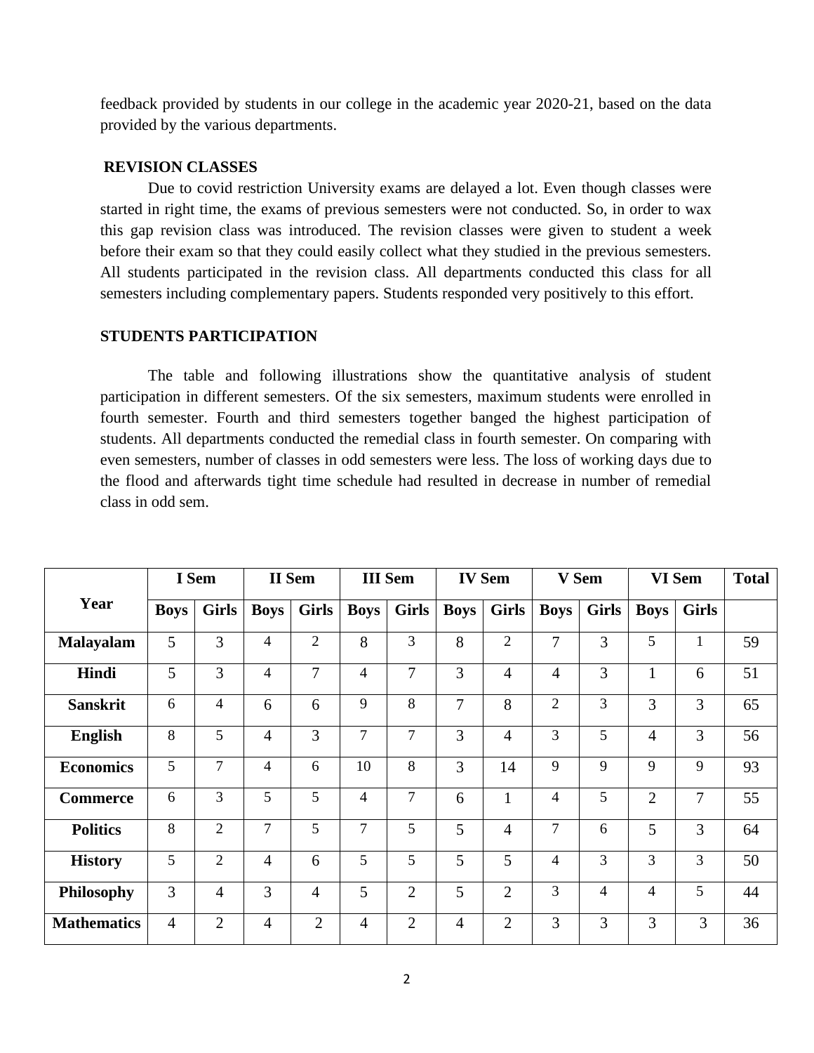feedback provided by students in our college in the academic year 2020-21, based on the data provided by the various departments.

## REVISION CLASSES

Due to covid restriction University exams are delayed a lot. Even though classes were started in right time, the exams of previous semesters were not conducted. So, in order to wax this gap revision class was introduced. The revision classes were given to student a week before their exam so that they could easily collect what they studied in the previous semesters. All students participated in the revision class. All departments conducted this class for all semesters including complementary papers. Students responded very positively to this effort.

## STUDENTS PARTICIPATION

The table and following illustrations show the quantitative analysis of student participation in different semesters. Of the six semesters, maximum students were enrolled in fourth semester. Fourth and third semesters together banged the highest participation of students. All departments conducted the remedial class in fourth semester. On comparing with even semesters, number of classes in odd semesters were less. The loss of working days due to the flood and afterwards tight time schedule had resulted in decrease in number of remedial class in odd sem.

| Year | I Sem | | II Sem | | III Sem | | IV Sem | | V Sem | | VI Sem | | Total |
|---|---|---|---|---|---|---|---|---|---|---|---|---|---|
| | Boys | Girls | Boys | Girls | Boys | Girls | Boys | Girls | Boys | Girls | Boys | Girls | |
| Malayalam | 5 | 3 | 4 | 2 | 8 | 3 | 8 | 2 | 7 | 3 | 5 | 1 | 59 |
| Hindi | 5 | 3 | 4 | 7 | 4 | 7 | 3 | 4 | 4 | 3 | 1 | 6 | 51 |
| Sanskrit | 6 | 4 | 6 | 6 | 9 | 8 | 7 | 8 | 2 | 3 | 3 | 3 | 65 |
| English | 8 | 5 | 4 | 3 | 7 | 7 | 3 | 4 | 3 | 5 | 4 | 3 | 56 |
| Economics | 5 | 7 | 4 | 6 | 10 | 8 | 3 | 14 | 9 | 9 | 9 | 9 | 93 |
| Commerce | 6 | 3 | 5 | 5 | 4 | 7 | 6 | 1 | 4 | 5 | 2 | 7 | 55 |
| Politics | 8 | 2 | 7 | 5 | 7 | 5 | 5 | 4 | 7 | 6 | 5 | 3 | 64 |
| History | 5 | 2 | 4 | 6 | 5 | 5 | 5 | 5 | 4 | 3 | 3 | 3 | 50 |
| Philosophy | 3 | 4 | 3 | 4 | 5 | 2 | 5 | 2 | 3 | 4 | 4 | 5 | 44 |
| Mathematics | 4 | 2 | 4 | 2 | 4 | 2 | 4 | 2 | 3 | 3 | 3 | 3 | 36 |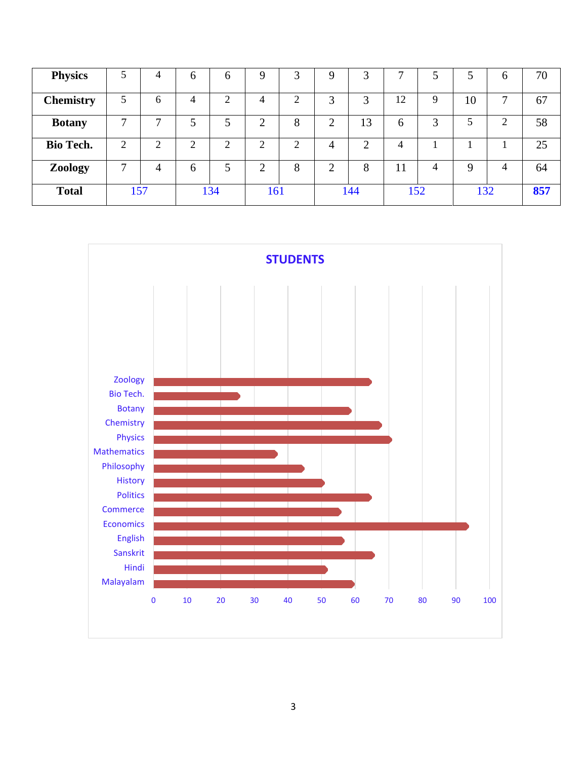| Physics | 5 | 4 | 6 | 6 | 9 | 3 | 9 | 3 | 7 | 5 | 5 | 6 | 70 |
|---|---|---|---|---|---|---|---|---|---|---|---|---|---|
| Chemistry | 5 | 6 | 4 | 2 | 4 | 2 | 3 | 3 | 12 | 9 | 10 | 7 | 67 |
| Botany | 7 | 7 | 5 | 5 | 2 | 8 | 2 | 13 | 6 | 3 | 5 | 2 | 58 |
| Bio Tech. | 2 | 2 | 2 | 2 | 2 | 2 | 4 | 2 | 4 | 1 | 1 | 1 | 25 |
| Zoology | 7 | 4 | 6 | 5 | 2 | 8 | 2 | 8 | 11 | 4 | 9 | 4 | 64 |
| **Total** | 157 | | 134 | | 161 | | 144 | | 152 | | 132 | | **857** |

**STUDENTS**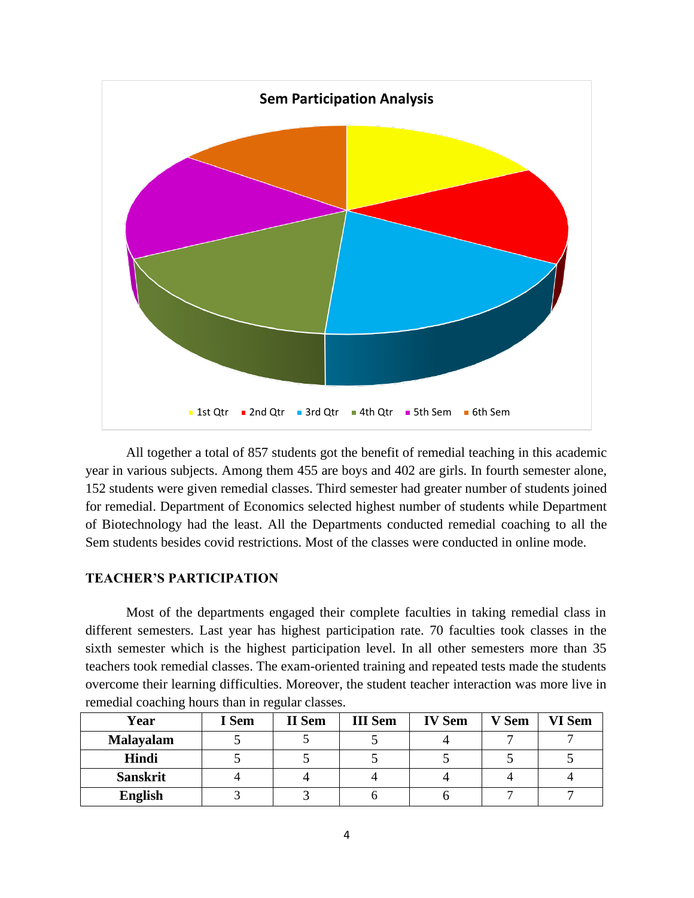**Sem Participation Analysis**

1st Qtr, 2nd Qtr, 3rd Qtr, 4th Qtr, 5th Sem, 6th Sem

All together a total of 857 students got the benefit of remedial teaching in this academic year in various subjects. Among them 455 are boys and 402 are girls. In fourth semester alone, 152 students were given remedial classes. Third semester had greater number of students joined for remedial. Department of Economics selected highest number of students while Department of Biotechnology had the least. All the Departments conducted remedial coaching to all the Sem students besides covid restrictions. Most of the classes were conducted in online mode.

## TEACHER'S PARTICIPATION

Most of the departments engaged their complete faculties in taking remedial class in different semesters. Last year has highest participation rate. 70 faculties took classes in the sixth semester which is the highest participation level. In all other semesters more than 35 teachers took remedial classes. The exam-oriented training and repeated tests made the students overcome their learning difficulties. Moreover, the student teacher interaction was more live in remedial coaching hours than in regular classes.

| Year | I Sem | II Sem | III Sem | IV Sem | V Sem | VI Sem |
|---|---|---|---|---|---|---|
| **Malayalam** | 5 | 5 | 5 | 4 | 7 | 7 |
| **Hindi** | 5 | 5 | 5 | 5 | 5 | 5 |
| **Sanskrit** | 4 | 4 | 4 | 4 | 4 | 4 |
| **English** | 3 | 3 | 6 | 6 | 7 | 7 |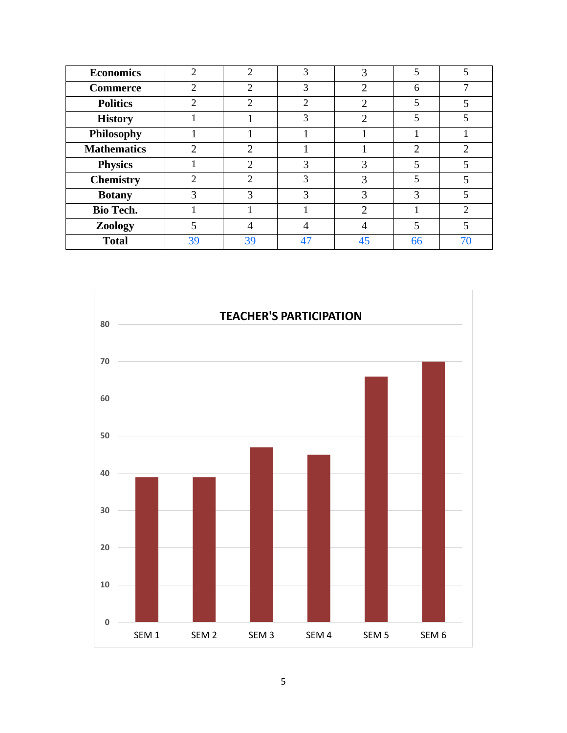| | | | | | | |
|---|---|---|---|---|---|---|
| **Economics** | 2 | 2 | 3 | 3 | 5 | 5 |
| **Commerce** | 2 | 2 | 3 | 2 | 6 | 7 |
| **Politics** | 2 | 2 | 2 | 2 | 5 | 5 |
| **History** | 1 | 1 | 3 | 2 | 5 | 5 |
| **Philosophy** | 1 | 1 | 1 | 1 | 1 | 1 |
| **Mathematics** | 2 | 2 | 1 | 1 | 2 | 2 |
| **Physics** | 1 | 2 | 3 | 3 | 5 | 5 |
| **Chemistry** | 2 | 2 | 3 | 3 | 5 | 5 |
| **Botany** | 3 | 3 | 3 | 3 | 3 | 5 |
| **Bio Tech.** | 1 | 1 | 1 | 2 | 1 | 2 |
| **Zoology** | 5 | 4 | 4 | 4 | 5 | 5 |
| **Total** | 39 | 39 | 47 | 45 | 66 | 70 |

**TEACHER'S PARTICIPATION**

| | SEM 1 | SEM 2 | SEM 3 | SEM 4 | SEM 5 | SEM 6 |
|---|---|---|---|---|---|---|
| Teacher's Participation | 39 | 39 | 47 | 45 | 66 | 70 |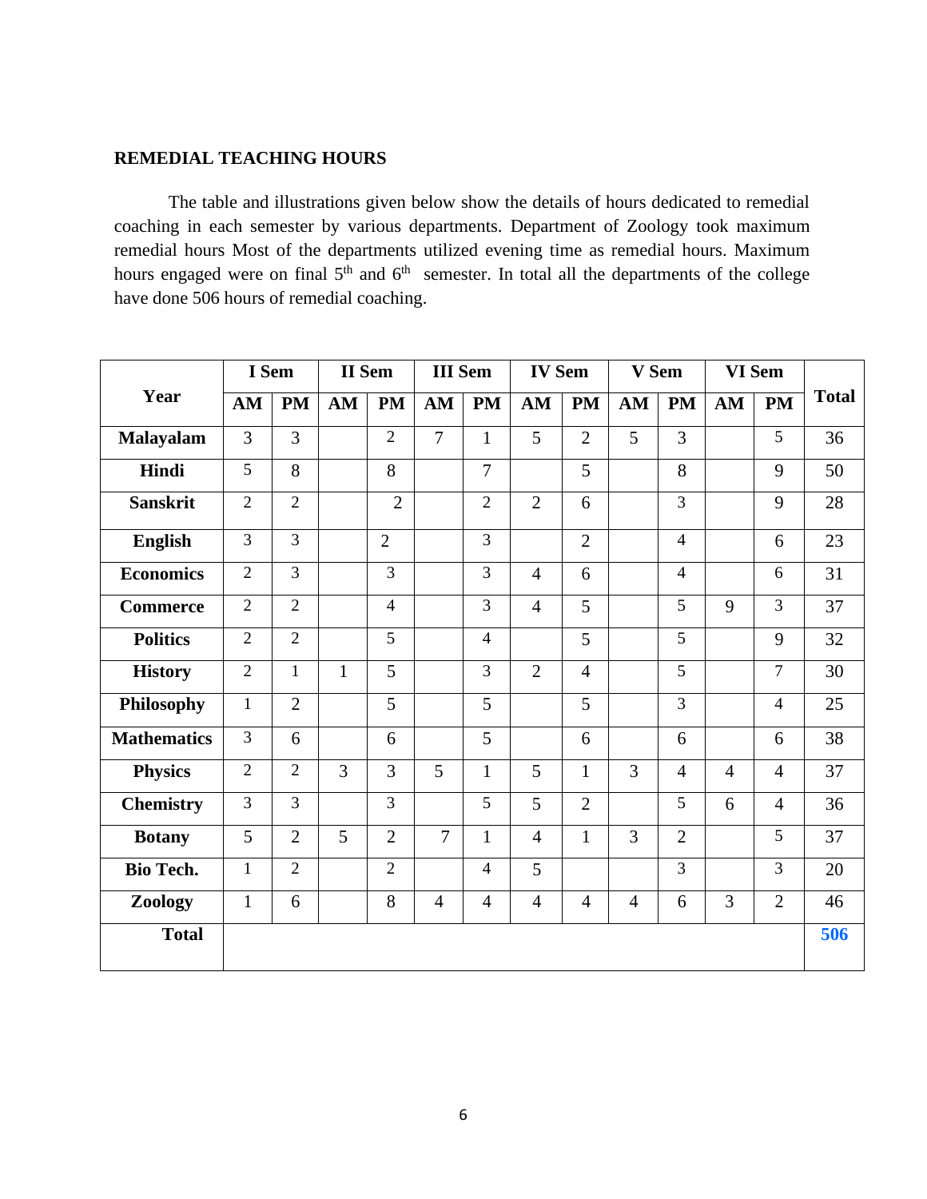**REMEDIAL TEACHING HOURS**

The table and illustrations given below show the details of hours dedicated to remedial coaching in each semester by various departments. Department of Zoology took maximum remedial hours Most of the departments utilized evening time as remedial hours. Maximum hours engaged were on final 5th and 6th semester. In total all the departments of the college have done 506 hours of remedial coaching.

| Year | I Sem | | II Sem | | III Sem | | IV Sem | | V Sem | | VI Sem | | Total |
|---|---|---|---|---|---|---|---|---|---|---|---|---|---|
| | AM | PM | AM | PM | AM | PM | AM | PM | AM | PM | AM | PM | |
| **Malayalam** | 3 | 3 | | 2 | 7 | 1 | 5 | 2 | 5 | 3 | | 5 | 36 |
| **Hindi** | 5 | 8 | | 8 | | 7 | | 5 | | 8 | | 9 | 50 |
| **Sanskrit** | 2 | 2 | | 2 | | 2 | 2 | 6 | | 3 | | 9 | 28 |
| **English** | 3 | 3 | | 2 | | 3 | | 2 | | 4 | | 6 | 23 |
| **Economics** | 2 | 3 | | 3 | | 3 | 4 | 6 | | 4 | | 6 | 31 |
| **Commerce** | 2 | 2 | | 4 | | 3 | 4 | 5 | | 5 | 9 | 3 | 37 |
| **Politics** | 2 | 2 | | 5 | | 4 | | 5 | | 5 | | 9 | 32 |
| **History** | 2 | 1 | 1 | 5 | | 3 | 2 | 4 | | 5 | | 7 | 30 |
| **Philosophy** | 1 | 2 | | 5 | | 5 | | 5 | | 3 | | 4 | 25 |
| **Mathematics** | 3 | 6 | | 6 | | 5 | | 6 | | 6 | | 6 | 38 |
| **Physics** | 2 | 2 | 3 | 3 | 5 | 1 | 5 | 1 | 3 | 4 | 4 | 4 | 37 |
| **Chemistry** | 3 | 3 | | 3 | | 5 | 5 | 2 | | 5 | 6 | 4 | 36 |
| **Botany** | 5 | 2 | 5 | 2 | 7 | 1 | 4 | 1 | 3 | 2 | | 5 | 37 |
| **Bio Tech.** | 1 | 2 | | 2 | | 4 | 5 | | | 3 | | 3 | 20 |
| **Zoology** | 1 | 6 | | 8 | 4 | 4 | 4 | 4 | 4 | 6 | 3 | 2 | 46 |
| **Total** | | | | | | | | | | | | | **506** |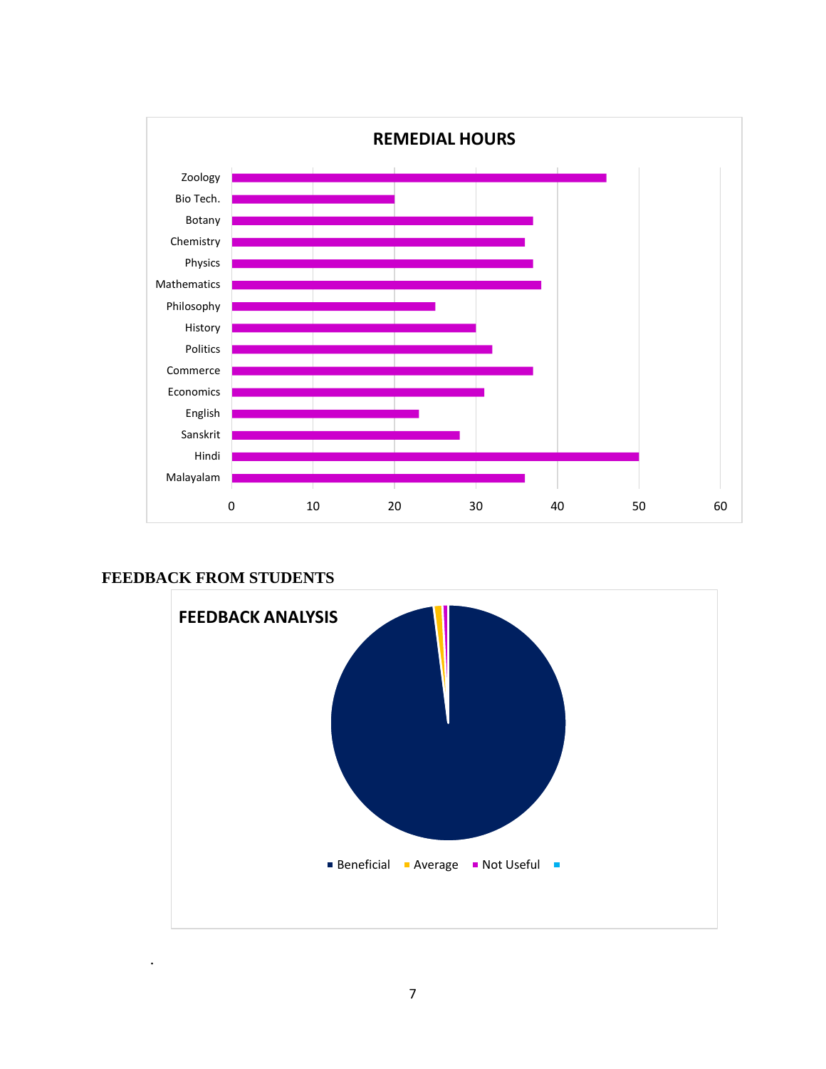**REMEDIAL HOURS**

| Subject | Hours |
|---|---|
| Zoology | 46 |
| Bio Tech. | 20 |
| Botany | 37 |
| Chemistry | 36 |
| Physics | 37 |
| Mathematics | 38 |
| Philosophy | 25 |
| History | 30 |
| Politics | 32 |
| Commerce | 37 |
| Economics | 31 |
| English | 23 |
| Sanskrit | 28 |
| Hindi | 50 |
| Malayalam | 36 |

## FEEDBACK FROM STUDENTS

**FEEDBACK ANALYSIS**

Beficial · Average · Not Useful

.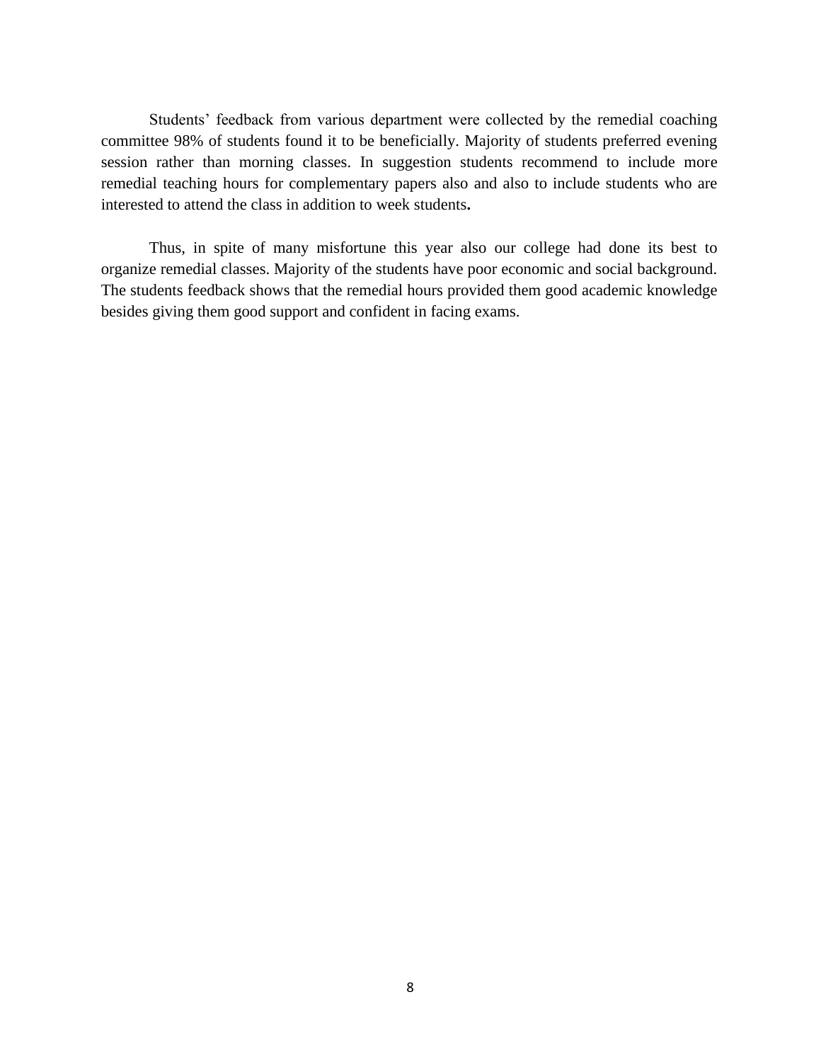Students' feedback from various department were collected by the remedial coaching committee 98% of students found it to be beneficially. Majority of students preferred evening session rather than morning classes. In suggestion students recommend to include more remedial teaching hours for complementary papers also and also to include students who are interested to attend the class in addition to week students**.**

Thus, in spite of many misfortune this year also our college had done its best to organize remedial classes. Majority of the students have poor economic and social background. The students feedback shows that the remedial hours provided them good academic knowledge besides giving them good support and confident in facing exams.